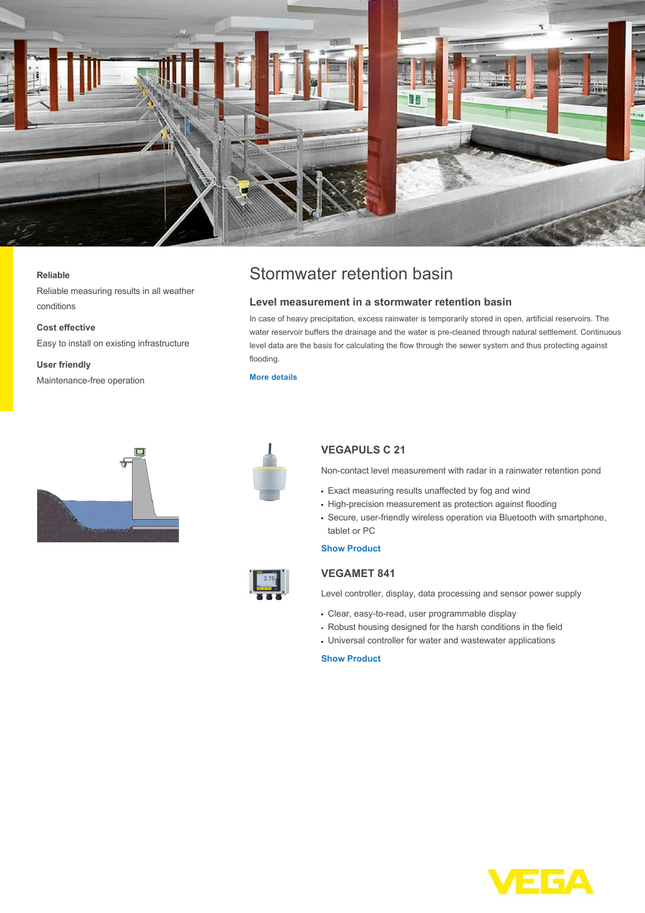# Stormwater retention basin

**Reliable**

Reliable measuring results in all weather conditions

**Cost effective**

Easy to install on existing infrastructure

**User friendly**

Maintenance-free operation

## Level measurement in a stormwater retention basin

In case of heavy precipitation, excess rainwater is temporarily stored in open, artificial reservoirs. The water reservoir buffers the drainage and the water is pre-cleaned through natural settlement. Continuous level data are the basis for calculating the flow through the sewer system and thus protecting against flooding.

More details

### VEGAPULS C 21

Non-contact level measurement with radar in a rainwater retention pond

- Exact measuring results unaffected by fog and wind
- High-precision measurement as protection against flooding
- Secure, user-friendly wireless operation via Bluetooth with smartphone, tablet or PC

Show Product

### VEGAMET 841

Level controller, display, data processing and sensor power supply

- Clear, easy-to-read, user programmable display
- Robust housing designed for the harsh conditions in the field
- Universal controller for water and wastewater applications

Show Product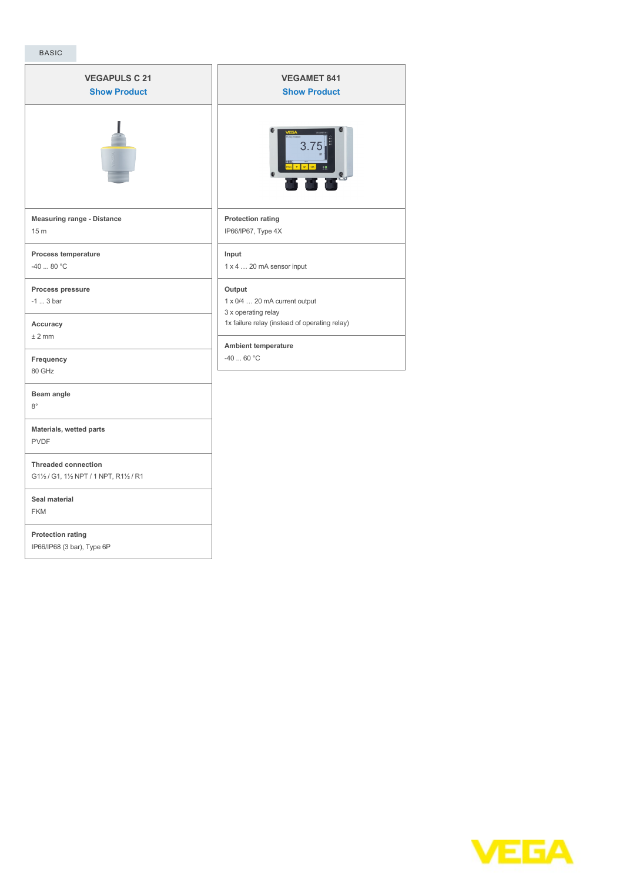BASIC

## VEGAPULS C 21

Show Product

**Measuring range - Distance**
15 m

**Process temperature**
-40 ... 80 °C

**Process pressure**
-1 ... 3 bar

**Accuracy**
± 2 mm

**Frequency**
80 GHz

**Beam angle**
8°

**Materials, wetted parts**
PVDF

**Threaded connection**
G1½ / G1, 1½ NPT / 1 NPT, R1½ / R1

**Seal material**
FKM

**Protection rating**
IP66/IP68 (3 bar), Type 6P

## VEGAMET 841

Show Product

**Protection rating**
IP66/IP67, Type 4X

**Input**
1 x 4 … 20 mA sensor input

**Output**
1 x 0/4 … 20 mA current output
3 x operating relay
1x failure relay (instead of operating relay)

**Ambient temperature**
-40 ... 60 °C